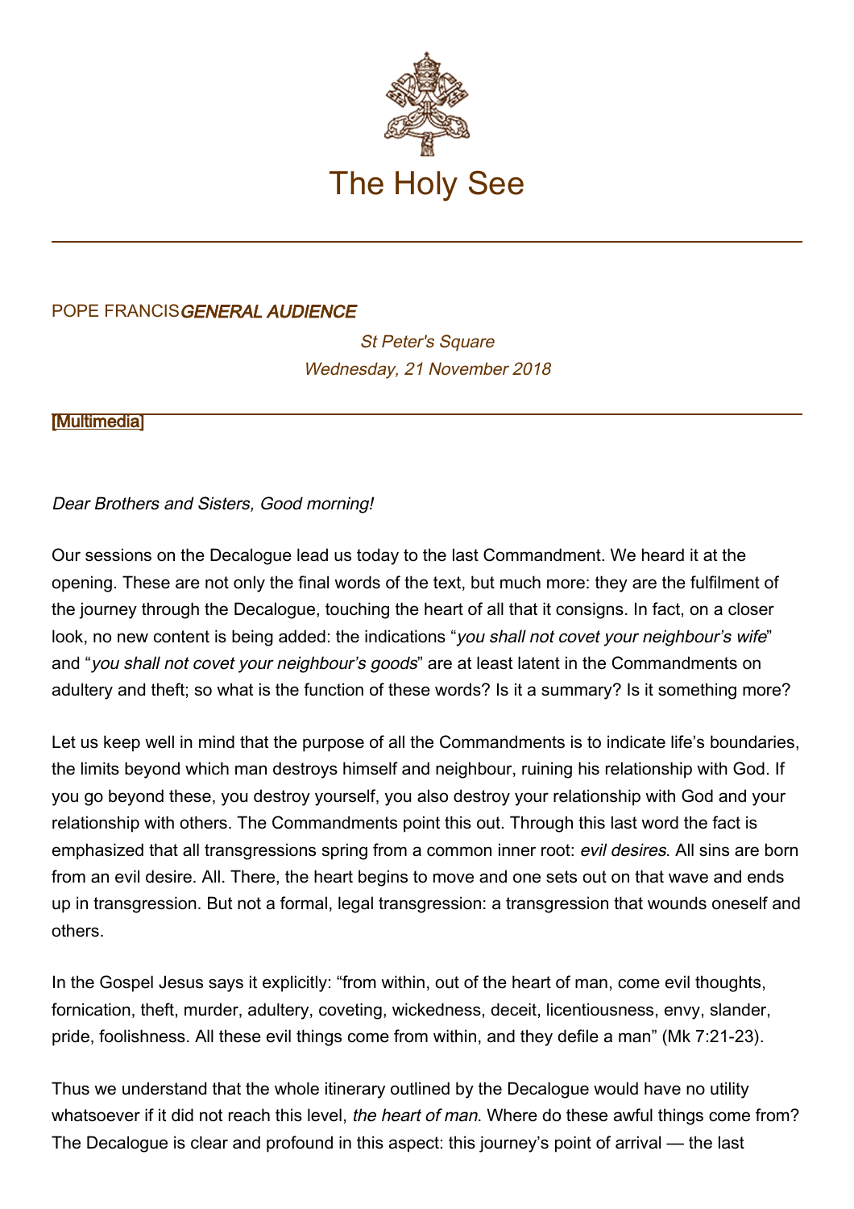# The Holy See

POPE FRANCIS *GENERAL AUDIENCE*

*St Peter's Square*
*Wednesday, 21 November 2018*

[Multimedia]

*Dear Brothers and Sisters, Good morning!*

Our sessions on the Decalogue lead us today to the last Commandment. We heard it at the opening. These are not only the final words of the text, but much more: they are the fulfilment of the journey through the Decalogue, touching the heart of all that it consigns. In fact, on a closer look, no new content is being added: the indications "*you shall not covet your neighbour's wife*" and "*you shall not covet your neighbour's goods*" are at least latent in the Commandments on adultery and theft; so what is the function of these words? Is it a summary? Is it something more?

Let us keep well in mind that the purpose of all the Commandments is to indicate life's boundaries, the limits beyond which man destroys himself and neighbour, ruining his relationship with God. If you go beyond these, you destroy yourself, you also destroy your relationship with God and your relationship with others. The Commandments point this out. Through this last word the fact is emphasized that all transgressions spring from a common inner root: *evil desires*. All sins are born from an evil desire. All. There, the heart begins to move and one sets out on that wave and ends up in transgression. But not a formal, legal transgression: a transgression that wounds oneself and others.

In the Gospel Jesus says it explicitly: "from within, out of the heart of man, come evil thoughts, fornication, theft, murder, adultery, coveting, wickedness, deceit, licentiousness, envy, slander, pride, foolishness. All these evil things come from within, and they defile a man" (Mk 7:21-23).

Thus we understand that the whole itinerary outlined by the Decalogue would have no utility whatsoever if it did not reach this level, *the heart of man*. Where do these awful things come from? The Decalogue is clear and profound in this aspect: this journey's point of arrival — the last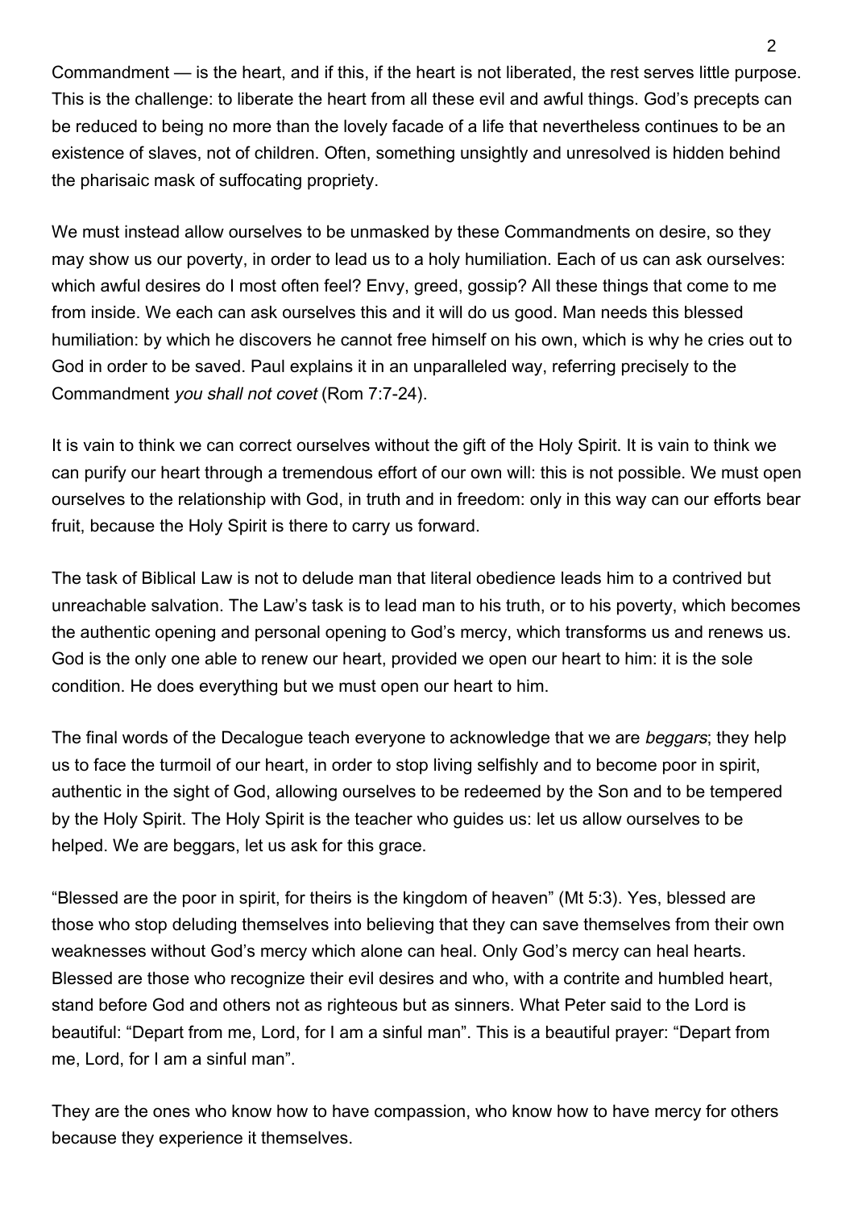Commandment — is the heart, and if this, if the heart is not liberated, the rest serves little purpose. This is the challenge: to liberate the heart from all these evil and awful things. God's precepts can be reduced to being no more than the lovely facade of a life that nevertheless continues to be an existence of slaves, not of children. Often, something unsightly and unresolved is hidden behind the pharisaic mask of suffocating propriety.

We must instead allow ourselves to be unmasked by these Commandments on desire, so they may show us our poverty, in order to lead us to a holy humiliation. Each of us can ask ourselves: which awful desires do I most often feel? Envy, greed, gossip? All these things that come to me from inside. We each can ask ourselves this and it will do us good. Man needs this blessed humiliation: by which he discovers he cannot free himself on his own, which is why he cries out to God in order to be saved. Paul explains it in an unparalleled way, referring precisely to the Commandment *you shall not covet* (Rom 7:7-24).

It is vain to think we can correct ourselves without the gift of the Holy Spirit. It is vain to think we can purify our heart through a tremendous effort of our own will: this is not possible. We must open ourselves to the relationship with God, in truth and in freedom: only in this way can our efforts bear fruit, because the Holy Spirit is there to carry us forward.

The task of Biblical Law is not to delude man that literal obedience leads him to a contrived but unreachable salvation. The Law's task is to lead man to his truth, or to his poverty, which becomes the authentic opening and personal opening to God's mercy, which transforms us and renews us. God is the only one able to renew our heart, provided we open our heart to him: it is the sole condition. He does everything but we must open our heart to him.

The final words of the Decalogue teach everyone to acknowledge that we are *beggars*; they help us to face the turmoil of our heart, in order to stop living selfishly and to become poor in spirit, authentic in the sight of God, allowing ourselves to be redeemed by the Son and to be tempered by the Holy Spirit. The Holy Spirit is the teacher who guides us: let us allow ourselves to be helped. We are beggars, let us ask for this grace.

"Blessed are the poor in spirit, for theirs is the kingdom of heaven" (Mt 5:3). Yes, blessed are those who stop deluding themselves into believing that they can save themselves from their own weaknesses without God's mercy which alone can heal. Only God's mercy can heal hearts. Blessed are those who recognize their evil desires and who, with a contrite and humbled heart, stand before God and others not as righteous but as sinners. What Peter said to the Lord is beautiful: "Depart from me, Lord, for I am a sinful man". This is a beautiful prayer: "Depart from me, Lord, for I am a sinful man".

They are the ones who know how to have compassion, who know how to have mercy for others because they experience it themselves.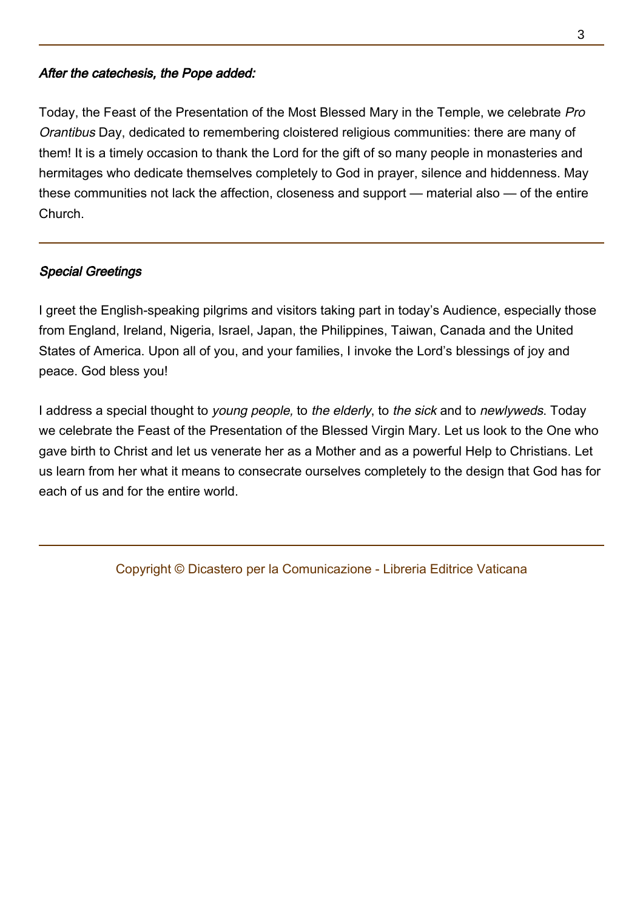***After the catechesis, the Pope added:***

Today, the Feast of the Presentation of the Most Blessed Mary in the Temple, we celebrate *Pro Orantibus* Day, dedicated to remembering cloistered religious communities: there are many of them! It is a timely occasion to thank the Lord for the gift of so many people in monasteries and hermitages who dedicate themselves completely to God in prayer, silence and hiddenness. May these communities not lack the affection, closeness and support — material also — of the entire Church.

---

***Special Greetings***

I greet the English-speaking pilgrims and visitors taking part in today's Audience, especially those from England, Ireland, Nigeria, Israel, Japan, the Philippines, Taiwan, Canada and the United States of America. Upon all of you, and your families, I invoke the Lord's blessings of joy and peace. God bless you!

I address a special thought to *young people,* to *the elderly*, to *the sick* and to *newlyweds*. Today we celebrate the Feast of the Presentation of the Blessed Virgin Mary. Let us look to the One who gave birth to Christ and let us venerate her as a Mother and as a powerful Help to Christians. Let us learn from her what it means to consecrate ourselves completely to the design that God has for each of us and for the entire world.

---

Copyright © Dicastero per la Comunicazione - Libreria Editrice Vaticana